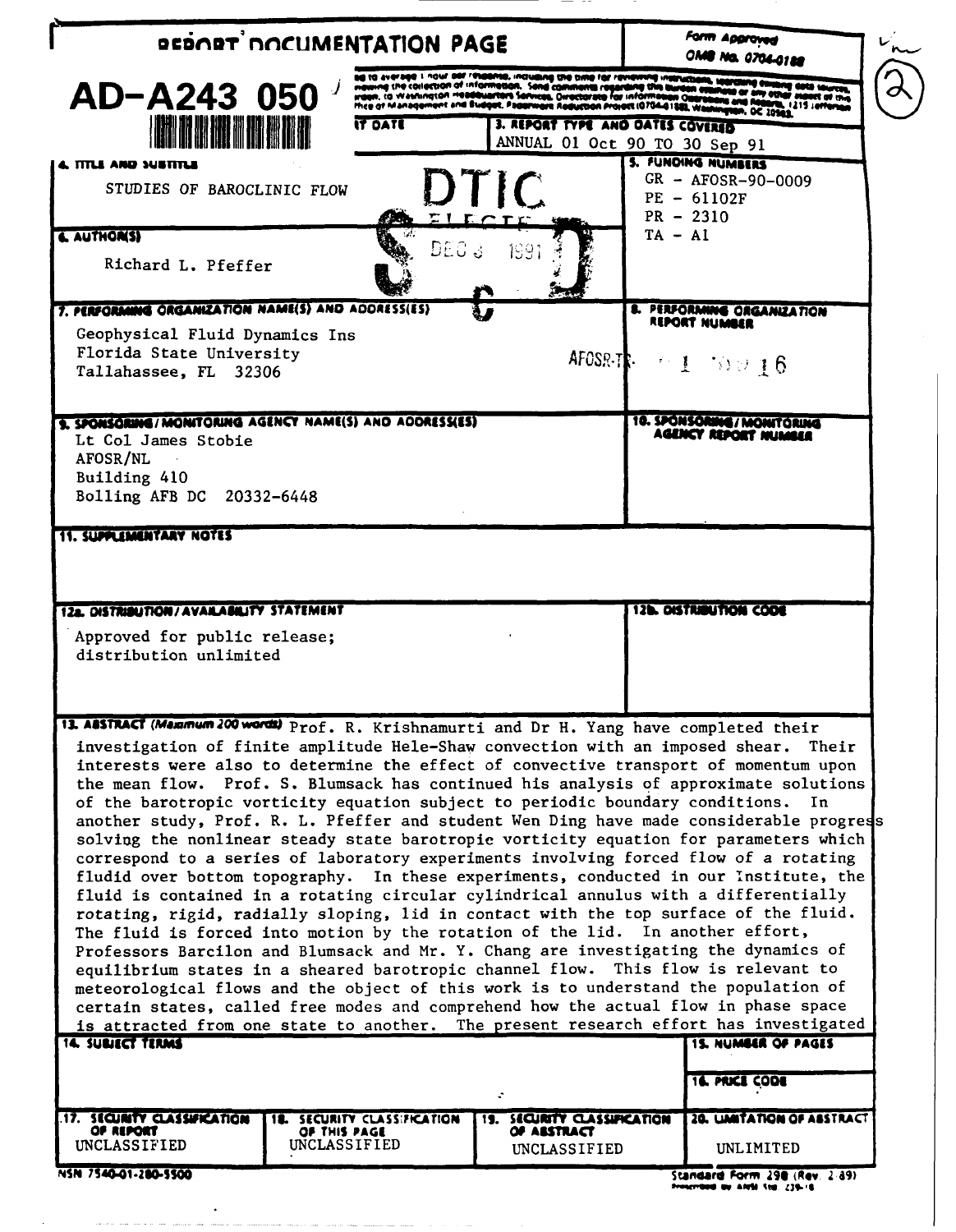# REPORT DOCUMENTATION PAGE

Form Approved
OMB No. 0704-0188

**AD-A243 050**

...ge to average 1 hour per response, including the time for reviewing instructions, searching existing data sources, ...ewing the collection of information. Send comments regarding this burden estimate or any other aspect of this ...rden, to Washington Headquarters Services, Directorate for Information Operations and Reports, 1215 Jefferson ...ffice of Management and Budget, Paperwork Reduction Project (0704-0188), Washington, DC 20503.

**2. REPORT DATE**

**3. REPORT TYPE AND DATES COVERED**
ANNUAL 01 Oct 90 TO 30 Sep 91

**4. TITLE AND SUBTITLE**
STUDIES OF BAROCLINIC FLOW

**5. FUNDING NUMBERS**
GR - AFOSR-90-0009
PE - 61102F
PR - 2310
TA - A1

DTIC ELECTE DEC 3 1991 S C D

**6. AUTHOR(S)**
Richard L. Pfeffer

**7. PERFORMING ORGANIZATION NAME(S) AND ADDRESS(ES)**
Geophysical Fluid Dynamics Ins
Florida State University
Tallahassee, FL 32306

**8. PERFORMING ORGANIZATION REPORT NUMBER**
AFOSR-TR- 1 0016

**9. SPONSORING/MONITORING AGENCY NAME(S) AND ADDRESS(ES)**
Lt Col James Stobie
AFOSR/NL
Building 410
Bolling AFB DC 20332-6448

**10. SPONSORING/MONITORING AGENCY REPORT NUMBER**

**11. SUPPLEMENTARY NOTES**

**12a. DISTRIBUTION/AVAILABILITY STATEMENT**
Approved for public release;
distribution unlimited

**12b. DISTRIBUTION CODE**

**13. ABSTRACT** *(Maximum 200 words)* Prof. R. Krishnamurti and Dr H. Yang have completed their investigation of finite amplitude Hele-Shaw convection with an imposed shear. Their interests were also to determine the effect of convective transport of momentum upon the mean flow. Prof. S. Blumsack has continued his analysis of approximate solutions of the barotropic vorticity equation subject to periodic boundary conditions. In another study, Prof. R. L. Pfeffer and student Wen Ding have made considerable progress solving the nonlinear steady state barotropic vorticity equation for parameters which correspond to a series of laboratory experiments involving forced flow of a rotating fludid over bottom topography. In these experiments, conducted in our Institute, the fluid is contained in a rotating circular cylindrical annulus with a differentially rotating, rigid, radially sloping, lid in contact with the top surface of the fluid. The fluid is forced into motion by the rotation of the lid. In another effort, Professors Barcilon and Blumsack and Mr. Y. Chang are investigating the dynamics of equilibrium states in a sheared barotropic channel flow. This flow is relevant to meteorological flows and the object of this work is to understand the population of certain states, called free modes and comprehend how the actual flow in phase space is attracted from one state to another. The present research effort has investigated

**14. SUBJECT TERMS**

**15. NUMBER OF PAGES**

**16. PRICE CODE**

| 17. SECURITY CLASSIFICATION OF REPORT | 18. SECURITY CLASSIFICATION OF THIS PAGE | 19. SECURITY CLASSIFICATION OF ABSTRACT | 20. LIMITATION OF ABSTRACT |
|---|---|---|---|
| UNCLASSIFIED | UNCLASSIFIED | UNCLASSIFIED | UNLIMITED |

NSN 7540-01-280-5500

Standard Form 298 (Rev. 2-89)
Prescribed by ANSI Std. Z39-18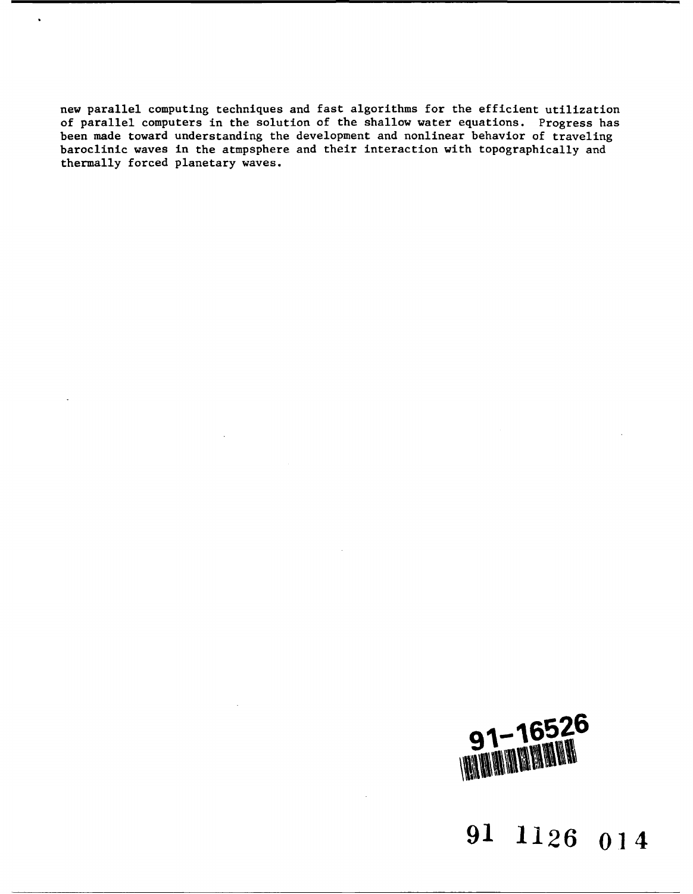new parallel computing techniques and fast algorithms for the efficient utilization of parallel computers in the solution of the shallow water equations. Progress has been made toward understanding the development and nonlinear behavior of traveling baroclinic waves in the atmpsphere and their interaction with topographically and thermally forced planetary waves.

91-16526

91 1126 014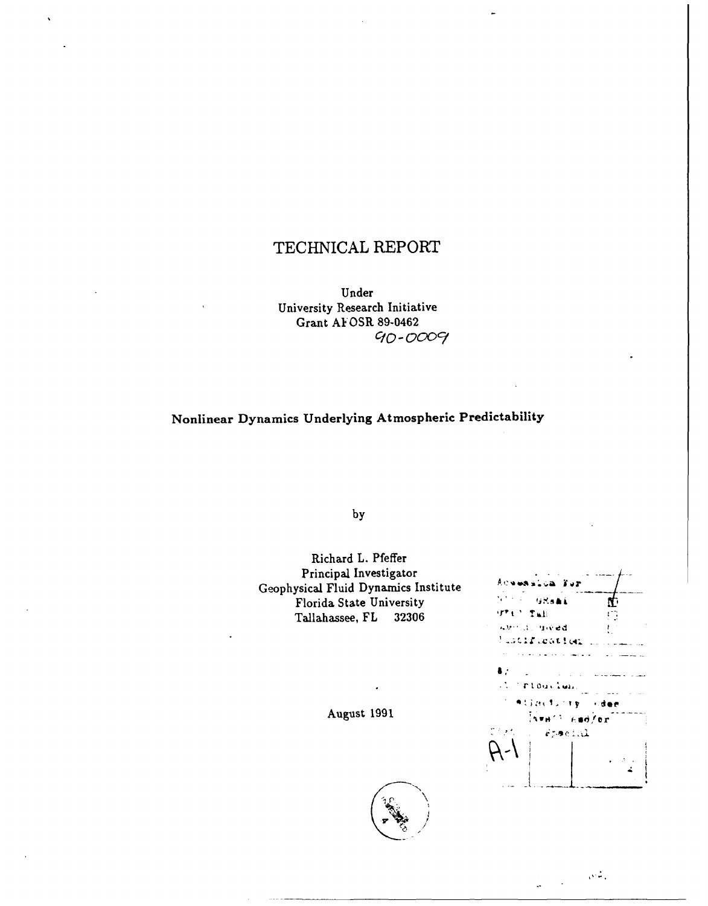# TECHNICAL REPORT

Under
University Research Initiative
Grant AFOSR 89-0462
90-0009

## Nonlinear Dynamics Underlying Atmospheric Predictability

by

Richard L. Pfeffer
Principal Investigator
Geophysical Fluid Dynamics Institute
Florida State University
Tallahassee, FL 32306

August 1991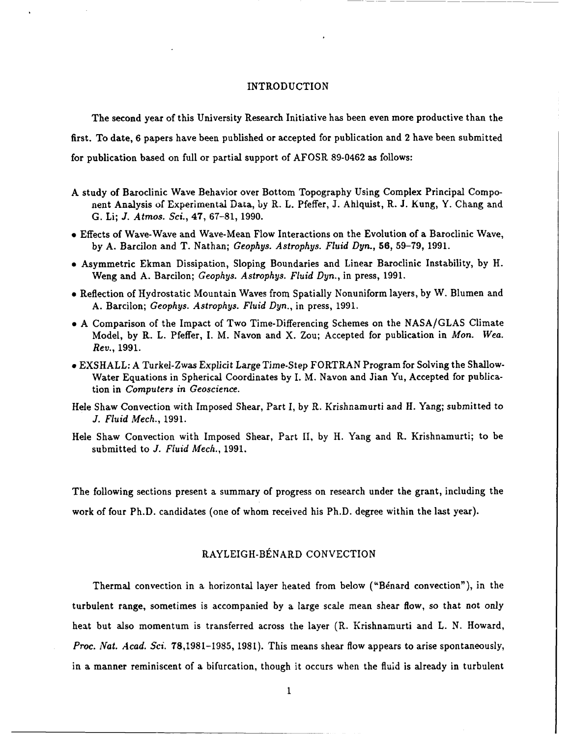## INTRODUCTION

The second year of this University Research Initiative has been even more productive than the first. To date, 6 papers have been published or accepted for publication and 2 have been submitted for publication based on full or partial support of AFOSR 89-0462 as follows:

A study of Baroclinic Wave Behavior over Bottom Topography Using Complex Principal Component Analysis of Experimental Data, by R. L. Pfeffer, J. Ahlquist, R. J. Kung, Y. Chang and G. Li; *J. Atmos. Sci.*, **47**, 67–81, 1990.

- Effects of Wave-Wave and Wave-Mean Flow Interactions on the Evolution of a Baroclinic Wave, by A. Barcilon and T. Nathan; *Geophys. Astrophys. Fluid Dyn.*, **56**, 59–79, 1991.
- Asymmetric Ekman Dissipation, Sloping Boundaries and Linear Baroclinic Instability, by H. Weng and A. Barcilon; *Geophys. Astrophys. Fluid Dyn.*, in press, 1991.
- Reflection of Hydrostatic Mountain Waves from Spatially Nonuniform layers, by W. Blumen and A. Barcilon; *Geophys. Astrophys. Fluid Dyn.*, in press, 1991.
- A Comparison of the Impact of Two Time-Differencing Schemes on the NASA/GLAS Climate Model, by R. L. Pfeffer, I. M. Navon and X. Zou; Accepted for publication in *Mon. Wea. Rev.*, 1991.
- EXSHALL: A Turkel-Zwas Explicit Large Time-Step FORTRAN Program for Solving the Shallow-Water Equations in Spherical Coordinates by I. M. Navon and Jian Yu, Accepted for publication in *Computers in Geoscience*.

Hele Shaw Convection with Imposed Shear, Part I, by R. Krishnamurti and H. Yang; submitted to *J. Fluid Mech.*, 1991.

Hele Shaw Convection with Imposed Shear, Part II, by H. Yang and R. Krishnamurti; to be submitted to *J. Fluid Mech.*, 1991.

The following sections present a summary of progress on research under the grant, including the work of four Ph.D. candidates (one of whom received his Ph.D. degree within the last year).

## RAYLEIGH-BÉNARD CONVECTION

Thermal convection in a horizontal layer heated from below ("Bénard convection"), in the turbulent range, sometimes is accompanied by a large scale mean shear flow, so that not only heat but also momentum is transferred across the layer (R. Krishnamurti and L. N. Howard, *Proc. Nat. Acad. Sci.* **78**,1981–1985, 1981). This means shear flow appears to arise spontaneously, in a manner reminiscent of a bifurcation, though it occurs when the fluid is already in turbulent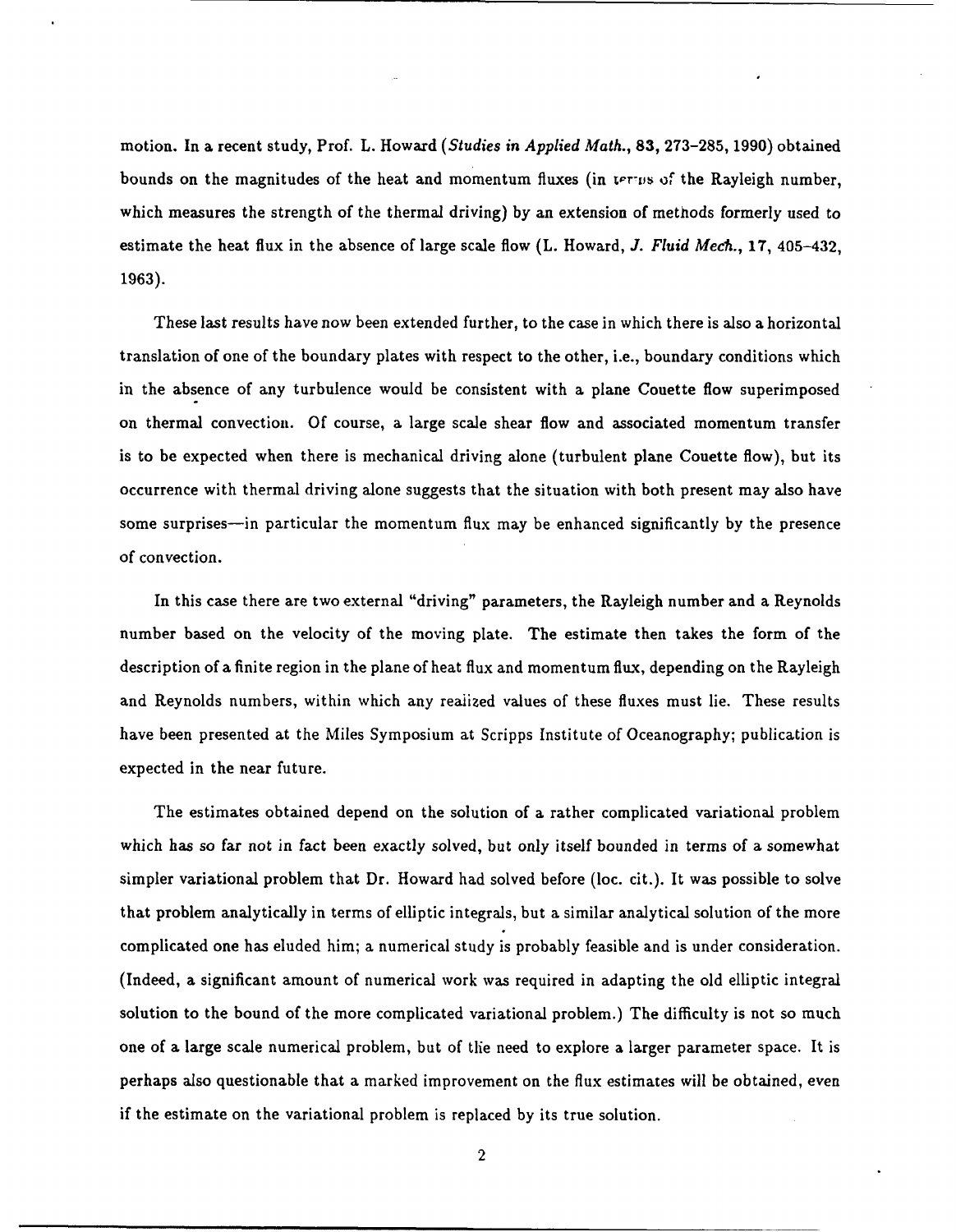motion. In a recent study, Prof. L. Howard (*Studies in Applied Math.*, **83**, 273–285, 1990) obtained bounds on the magnitudes of the heat and momentum fluxes (in terms of the Rayleigh number, which measures the strength of the thermal driving) by an extension of methods formerly used to estimate the heat flux in the absence of large scale flow (L. Howard, *J. Fluid Mech.*, **17**, 405–432, 1963).

These last results have now been extended further, to the case in which there is also a horizontal translation of one of the boundary plates with respect to the other, i.e., boundary conditions which in the absence of any turbulence would be consistent with a plane Couette flow superimposed on thermal convection. Of course, a large scale shear flow and associated momentum transfer is to be expected when there is mechanical driving alone (turbulent plane Couette flow), but its occurrence with thermal driving alone suggests that the situation with both present may also have some surprises—in particular the momentum flux may be enhanced significantly by the presence of convection.

In this case there are two external "driving" parameters, the Rayleigh number and a Reynolds number based on the velocity of the moving plate. The estimate then takes the form of the description of a finite region in the plane of heat flux and momentum flux, depending on the Rayleigh and Reynolds numbers, within which any realized values of these fluxes must lie. These results have been presented at the Miles Symposium at Scripps Institute of Oceanography; publication is expected in the near future.

The estimates obtained depend on the solution of a rather complicated variational problem which has so far not in fact been exactly solved, but only itself bounded in terms of a somewhat simpler variational problem that Dr. Howard had solved before (loc. cit.). It was possible to solve that problem analytically in terms of elliptic integrals, but a similar analytical solution of the more complicated one has eluded him; a numerical study is probably feasible and is under consideration. (Indeed, a significant amount of numerical work was required in adapting the old elliptic integral solution to the bound of the more complicated variational problem.) The difficulty is not so much one of a large scale numerical problem, but of the need to explore a larger parameter space. It is perhaps also questionable that a marked improvement on the flux estimates will be obtained, even if the estimate on the variational problem is replaced by its true solution.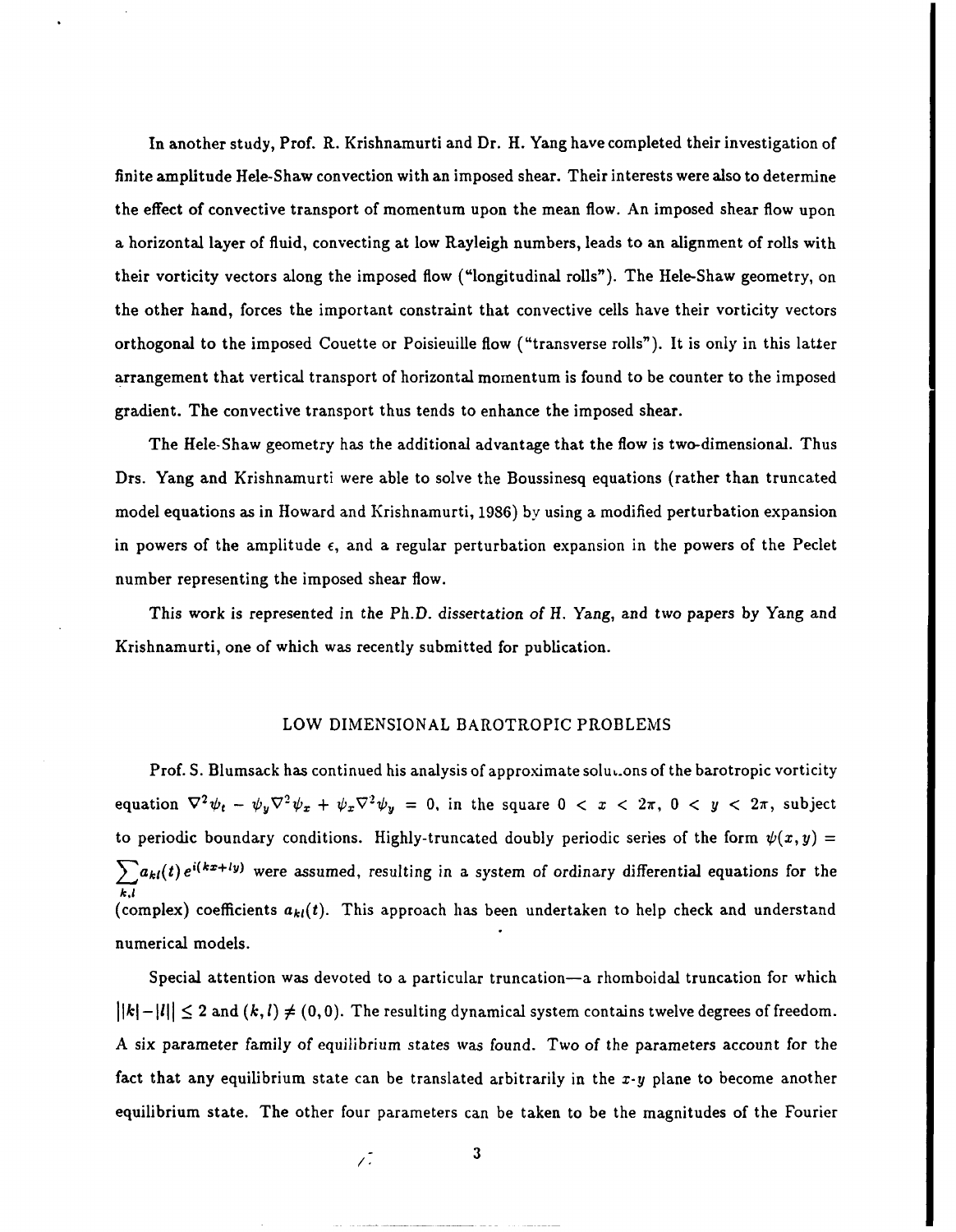In another study, Prof. R. Krishnamurti and Dr. H. Yang have completed their investigation of finite amplitude Hele-Shaw convection with an imposed shear. Their interests were also to determine the effect of convective transport of momentum upon the mean flow. An imposed shear flow upon a horizontal layer of fluid, convecting at low Rayleigh numbers, leads to an alignment of rolls with their vorticity vectors along the imposed flow ("longitudinal rolls"). The Hele-Shaw geometry, on the other hand, forces the important constraint that convective cells have their vorticity vectors orthogonal to the imposed Couette or Poisieuille flow ("transverse rolls"). It is only in this latter arrangement that vertical transport of horizontal momentum is found to be counter to the imposed gradient. The convective transport thus tends to enhance the imposed shear.

The Hele-Shaw geometry has the additional advantage that the flow is two-dimensional. Thus Drs. Yang and Krishnamurti were able to solve the Boussinesq equations (rather than truncated model equations as in Howard and Krishnamurti, 1986) by using a modified perturbation expansion in powers of the amplitude $\epsilon$, and a regular perturbation expansion in the powers of the Peclet number representing the imposed shear flow.

This work is represented in the Ph.D. dissertation of H. Yang, and two papers by Yang and Krishnamurti, one of which was recently submitted for publication.

## LOW DIMENSIONAL BAROTROPIC PROBLEMS

Prof. S. Blumsack has continued his analysis of approximate solutions of the barotropic vorticity equation $\nabla^2\psi_t - \psi_y\nabla^2\psi_x + \psi_x\nabla^2\psi_y = 0$, in the square $0 < x < 2\pi$, $0 < y < 2\pi$, subject to periodic boundary conditions. Highly-truncated doubly periodic series of the form $\psi(x,y) = \sum_{k,l} a_{kl}(t)\, e^{i(kx+ly)}$ were assumed, resulting in a system of ordinary differential equations for the (complex) coefficients $a_{kl}(t)$. This approach has been undertaken to help check and understand numerical models.

Special attention was devoted to a particular truncation—a rhomboidal truncation for which $\big||k|-|l|\big| \leq 2$ and $(k,l) \neq (0,0)$. The resulting dynamical system contains twelve degrees of freedom. A six parameter family of equilibrium states was found. Two of the parameters account for the fact that any equilibrium state can be translated arbitrarily in the $x$-$y$ plane to become another equilibrium state. The other four parameters can be taken to be the magnitudes of the Fourier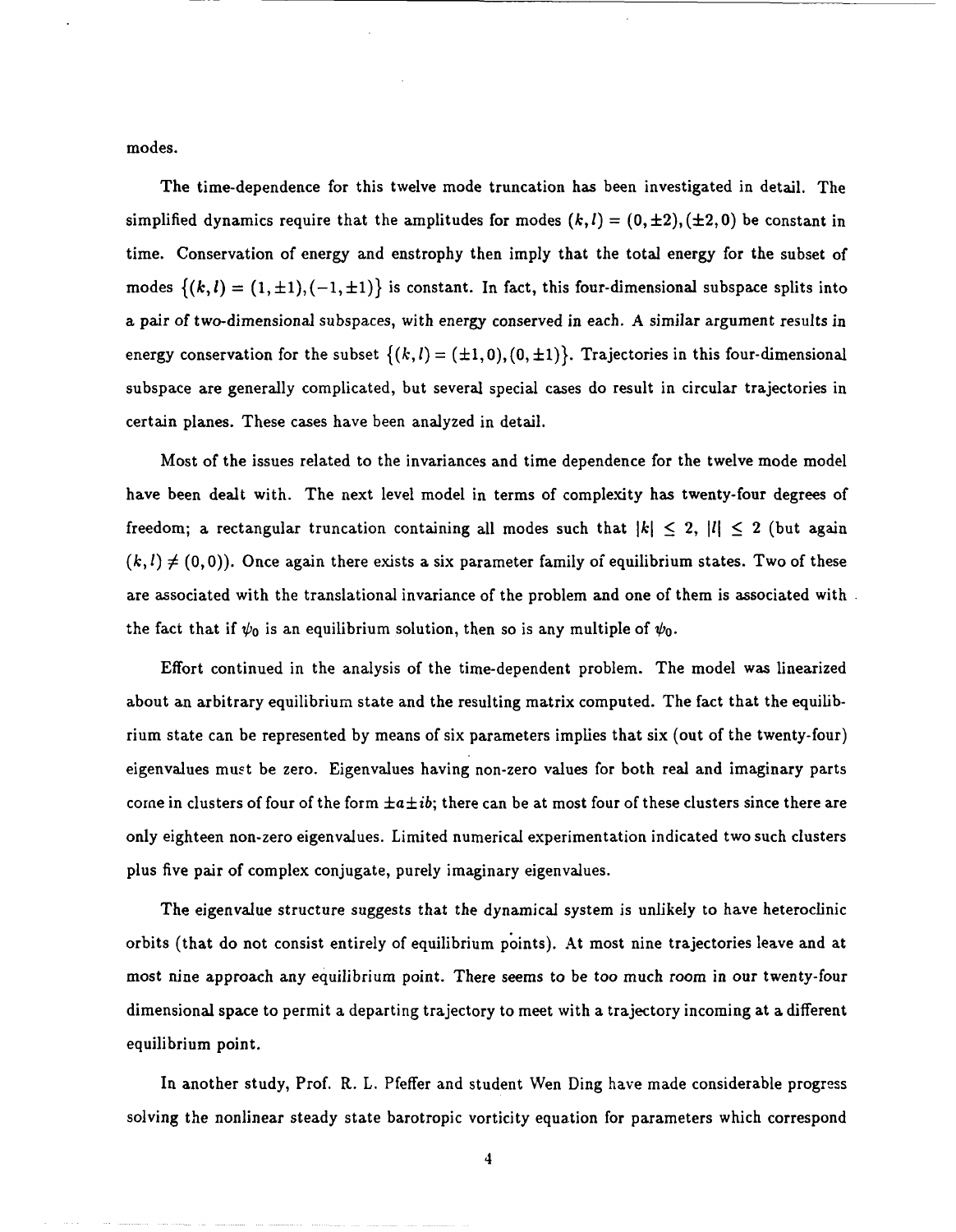modes.

The time-dependence for this twelve mode truncation has been investigated in detail. The simplified dynamics require that the amplitudes for modes $(k,l) = (0, \pm 2), (\pm 2, 0)$ be constant in time. Conservation of energy and enstrophy then imply that the total energy for the subset of modes $\{(k,l) = (1, \pm 1), (-1, \pm 1)\}$ is constant. In fact, this four-dimensional subspace splits into a pair of two-dimensional subspaces, with energy conserved in each. A similar argument results in energy conservation for the subset $\{(k,l) = (\pm 1, 0), (0, \pm 1)\}$. Trajectories in this four-dimensional subspace are generally complicated, but several special cases do result in circular trajectories in certain planes. These cases have been analyzed in detail.

Most of the issues related to the invariances and time dependence for the twelve mode model have been dealt with. The next level model in terms of complexity has twenty-four degrees of freedom; a rectangular truncation containing all modes such that $|k| \leq 2$, $|l| \leq 2$ (but again $(k,l) \neq (0,0)$). Once again there exists a six parameter family of equilibrium states. Two of these are associated with the translational invariance of the problem and one of them is associated with the fact that if $\psi_0$ is an equilibrium solution, then so is any multiple of $\psi_0$.

Effort continued in the analysis of the time-dependent problem. The model was linearized about an arbitrary equilibrium state and the resulting matrix computed. The fact that the equilibrium state can be represented by means of six parameters implies that six (out of the twenty-four) eigenvalues must be zero. Eigenvalues having non-zero values for both real and imaginary parts come in clusters of four of the form $\pm a \pm ib$; there can be at most four of these clusters since there are only eighteen non-zero eigenvalues. Limited numerical experimentation indicated two such clusters plus five pair of complex conjugate, purely imaginary eigenvalues.

The eigenvalue structure suggests that the dynamical system is unlikely to have heteroclinic orbits (that do not consist entirely of equilibrium points). At most nine trajectories leave and at most nine approach any equilibrium point. There seems to be too much room in our twenty-four dimensional space to permit a departing trajectory to meet with a trajectory incoming at a different equilibrium point.

In another study, Prof. R. L. Pfeffer and student Wen Ding have made considerable progress solving the nonlinear steady state barotropic vorticity equation for parameters which correspond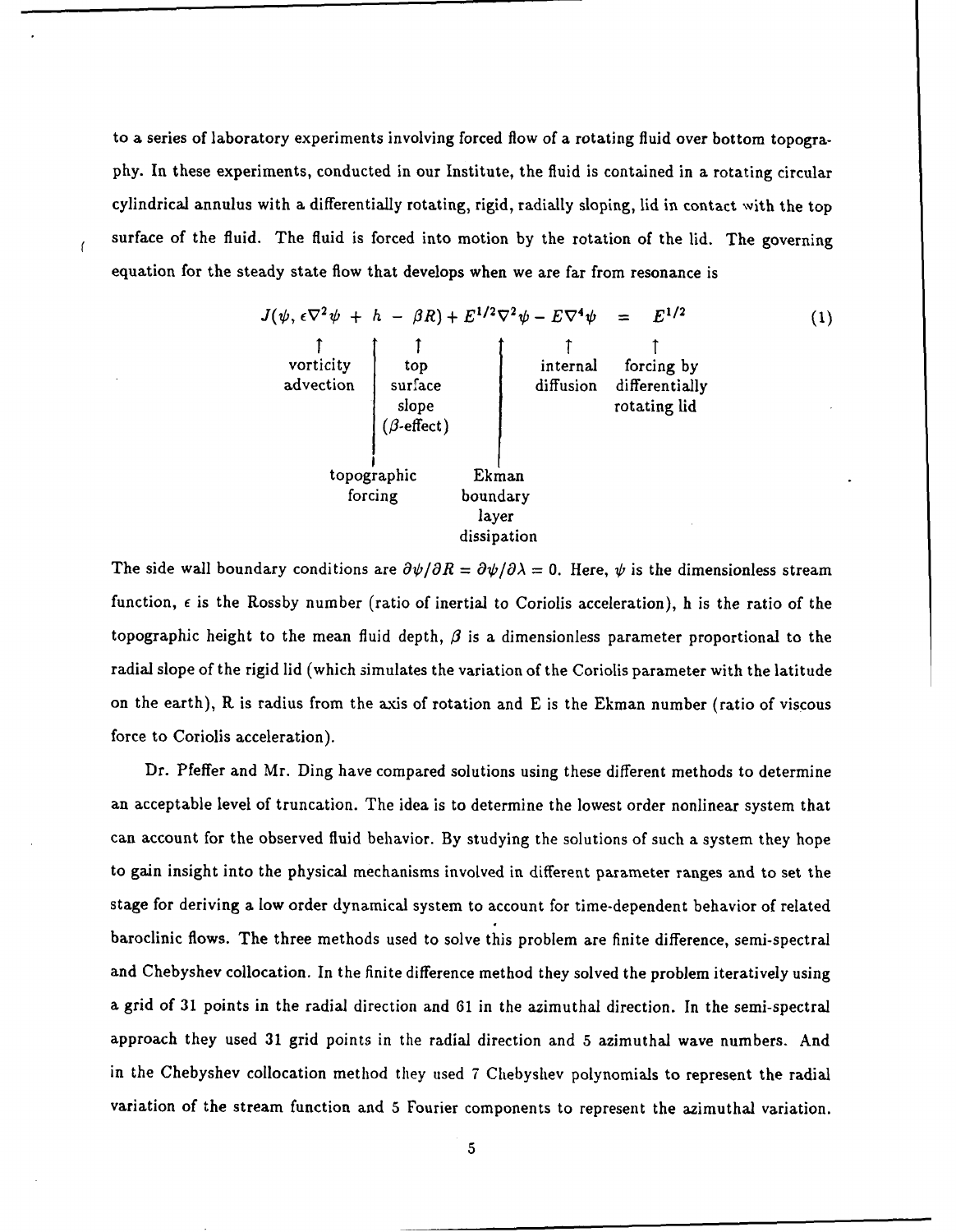to a series of laboratory experiments involving forced flow of a rotating fluid over bottom topography. In these experiments, conducted in our Institute, the fluid is contained in a rotating circular cylindrical annulus with a differentially rotating, rigid, radially sloping, lid in contact with the top surface of the fluid. The fluid is forced into motion by the rotation of the lid. The governing equation for the steady state flow that develops when we are far from resonance is

$$J(\psi, \epsilon\nabla^2\psi \; + \; h \; - \; \beta R) + E^{1/2}\nabla^2\psi - E\nabla^4\psi \quad = \quad E^{1/2} \tag{1}$$

vorticity advection — top surface slope ($\beta$-effect) — internal diffusion — forcing by differentially rotating lid

topographic forcing — Ekman boundary layer dissipation

The side wall boundary conditions are $\partial\psi/\partial R = \partial\psi/\partial\lambda = 0$. Here, $\psi$ is the dimensionless stream function, $\epsilon$ is the Rossby number (ratio of inertial to Coriolis acceleration), h is the ratio of the topographic height to the mean fluid depth, $\beta$ is a dimensionless parameter proportional to the radial slope of the rigid lid (which simulates the variation of the Coriolis parameter with the latitude on the earth), R is radius from the axis of rotation and E is the Ekman number (ratio of viscous force to Coriolis acceleration).

Dr. Pfeffer and Mr. Ding have compared solutions using these different methods to determine an acceptable level of truncation. The idea is to determine the lowest order nonlinear system that can account for the observed fluid behavior. By studying the solutions of such a system they hope to gain insight into the physical mechanisms involved in different parameter ranges and to set the stage for deriving a low order dynamical system to account for time-dependent behavior of related baroclinic flows. The three methods used to solve this problem are finite difference, semi-spectral and Chebyshev collocation. In the finite difference method they solved the problem iteratively using a grid of 31 points in the radial direction and 61 in the azimuthal direction. In the semi-spectral approach they used 31 grid points in the radial direction and 5 azimuthal wave numbers. And in the Chebyshev collocation method they used 7 Chebyshev polynomials to represent the radial variation of the stream function and 5 Fourier components to represent the azimuthal variation.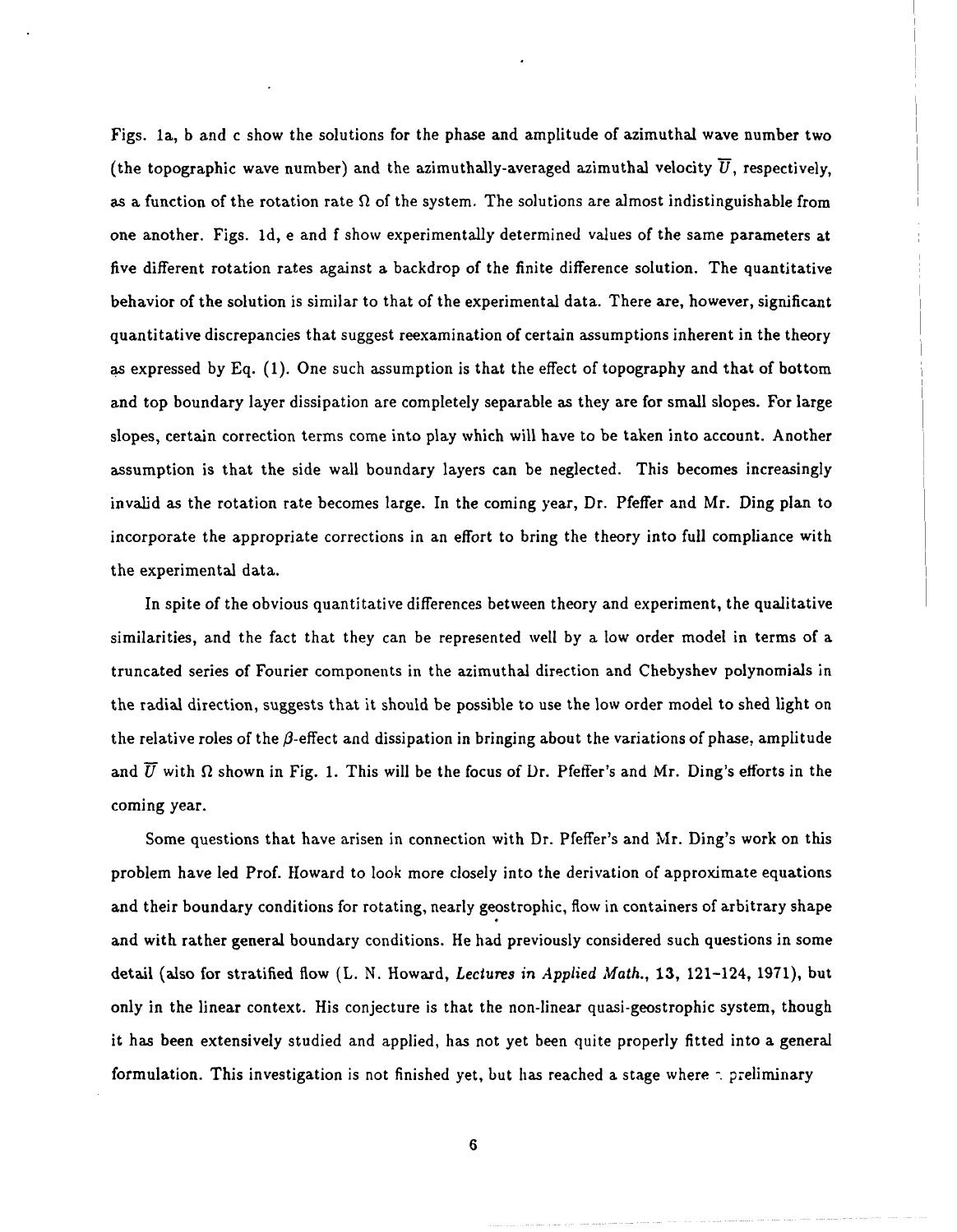Figs. 1a, b and c show the solutions for the phase and amplitude of azimuthal wave number two (the topographic wave number) and the azimuthally-averaged azimuthal velocity $\overline{U}$, respectively, as a function of the rotation rate $\Omega$ of the system. The solutions are almost indistinguishable from one another. Figs. 1d, e and f show experimentally determined values of the same parameters at five different rotation rates against a backdrop of the finite difference solution. The quantitative behavior of the solution is similar to that of the experimental data. There are, however, significant quantitative discrepancies that suggest reexamination of certain assumptions inherent in the theory as expressed by Eq. (1). One such assumption is that the effect of topography and that of bottom and top boundary layer dissipation are completely separable as they are for small slopes. For large slopes, certain correction terms come into play which will have to be taken into account. Another assumption is that the side wall boundary layers can be neglected. This becomes increasingly invalid as the rotation rate becomes large. In the coming year, Dr. Pfeffer and Mr. Ding plan to incorporate the appropriate corrections in an effort to bring the theory into full compliance with the experimental data.

In spite of the obvious quantitative differences between theory and experiment, the qualitative similarities, and the fact that they can be represented well by a low order model in terms of a truncated series of Fourier components in the azimuthal direction and Chebyshev polynomials in the radial direction, suggests that it should be possible to use the low order model to shed light on the relative roles of the $\beta$-effect and dissipation in bringing about the variations of phase, amplitude and $\overline{U}$ with $\Omega$ shown in Fig. 1. This will be the focus of Dr. Pfeffer's and Mr. Ding's efforts in the coming year.

Some questions that have arisen in connection with Dr. Pfeffer's and Mr. Ding's work on this problem have led Prof. Howard to look more closely into the derivation of approximate equations and their boundary conditions for rotating, nearly geostrophic, flow in containers of arbitrary shape and with rather general boundary conditions. He had previously considered such questions in some detail (also for stratified flow (L. N. Howard, *Lectures in Applied Math.*, **13**, 121–124, 1971), but only in the linear context. His conjecture is that the non-linear quasi-geostrophic system, though it has been extensively studied and applied, has not yet been quite properly fitted into a general formulation. This investigation is not finished yet, but has reached a stage where a preliminary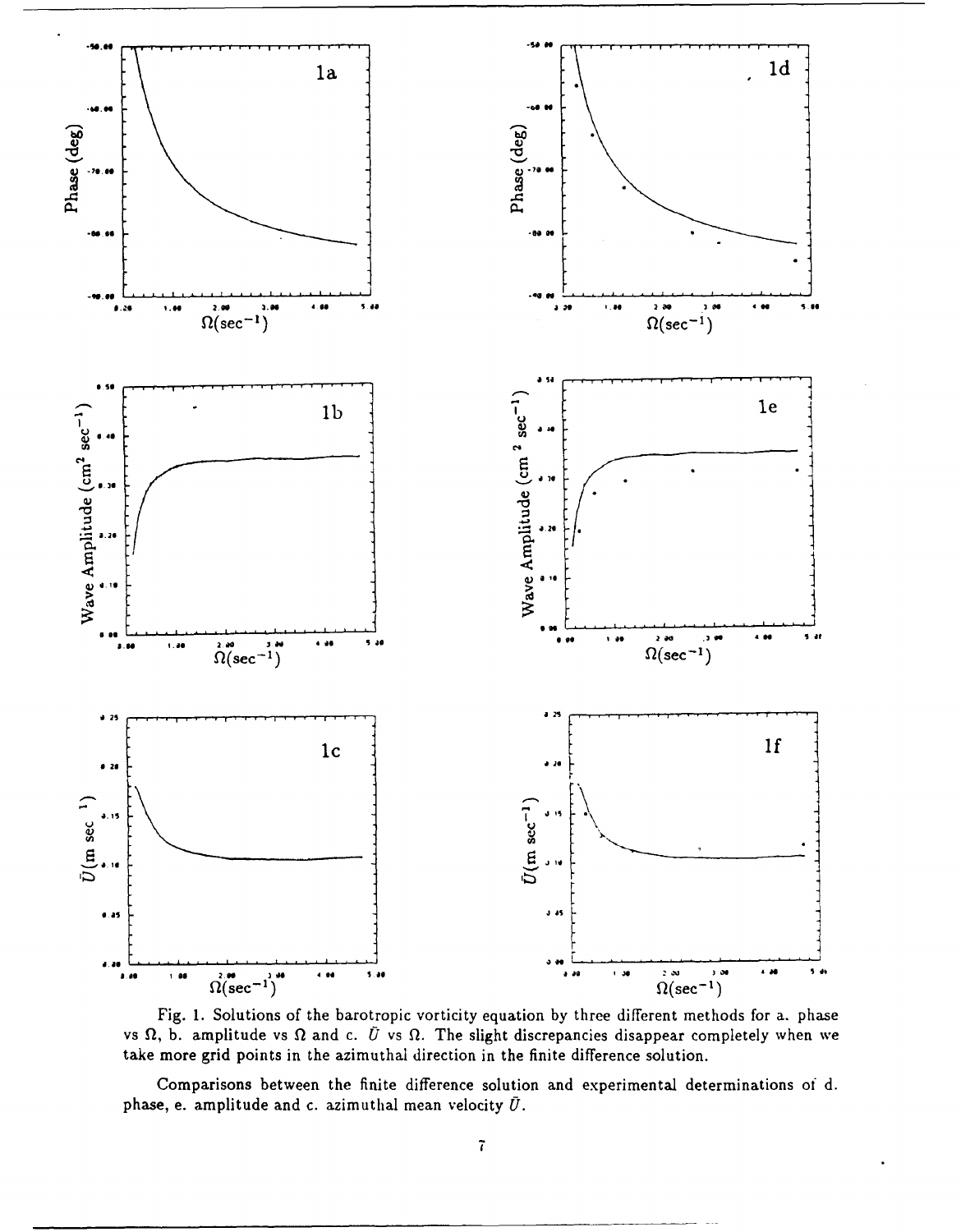1a

Phase (deg)

-50.00

-60.00

-70.00

-80.00

-90.00

0.20 1.00 2.00 3.00 4.00 5.00

$\Omega(\text{sec}^{-1})$

1d

Phase (deg)

-50.00

-60.00

-70.00

-80.00

-90.00

0.20 1.00 2.00 3.00 4.00 5.00

$\Omega(\text{sec}^{-1})$

1b

Wave Amplitude ($\text{cm}^2\ \text{sec}^{-1}$)

0.50

0.40

0.30

0.20

0.10

0.00

0.00 1.00 2.00 3.00 4.00 5.00

$\Omega(\text{sec}^{-1})$

1e

Wave Amplitude ($\text{cm}^2\ \text{sec}^{-1}$)

0.50

0.40

0.30

0.20

0.10

0.00

0.00 1.00 2.00 3.00 4.00 5.00

$\Omega(\text{sec}^{-1})$

1c

$\bar{U}(\text{m sec}^{-1})$

0.25

0.20

0.15

0.10

0.05

0.00

0.00 1.00 2.00 3.00 4.00 5.00

$\Omega(\text{sec}^{-1})$

1f

$\bar{U}(\text{m sec}^{-1})$

0.25

0.20

0.15

0.10

0.05

0.00

0.00 1.00 2.00 3.00 4.00 5.00

$\Omega(\text{sec}^{-1})$

Fig. 1. Solutions of the barotropic vorticity equation by three different methods for a. phase vs $\Omega$, b. amplitude vs $\Omega$ and c. $\bar{U}$ vs $\Omega$. The slight discrepancies disappear completely when we take more grid points in the azimuthal direction in the finite difference solution.

Comparisons between the finite difference solution and experimental determinations of d. phase, e. amplitude and c. azimuthal mean velocity $\bar{U}$.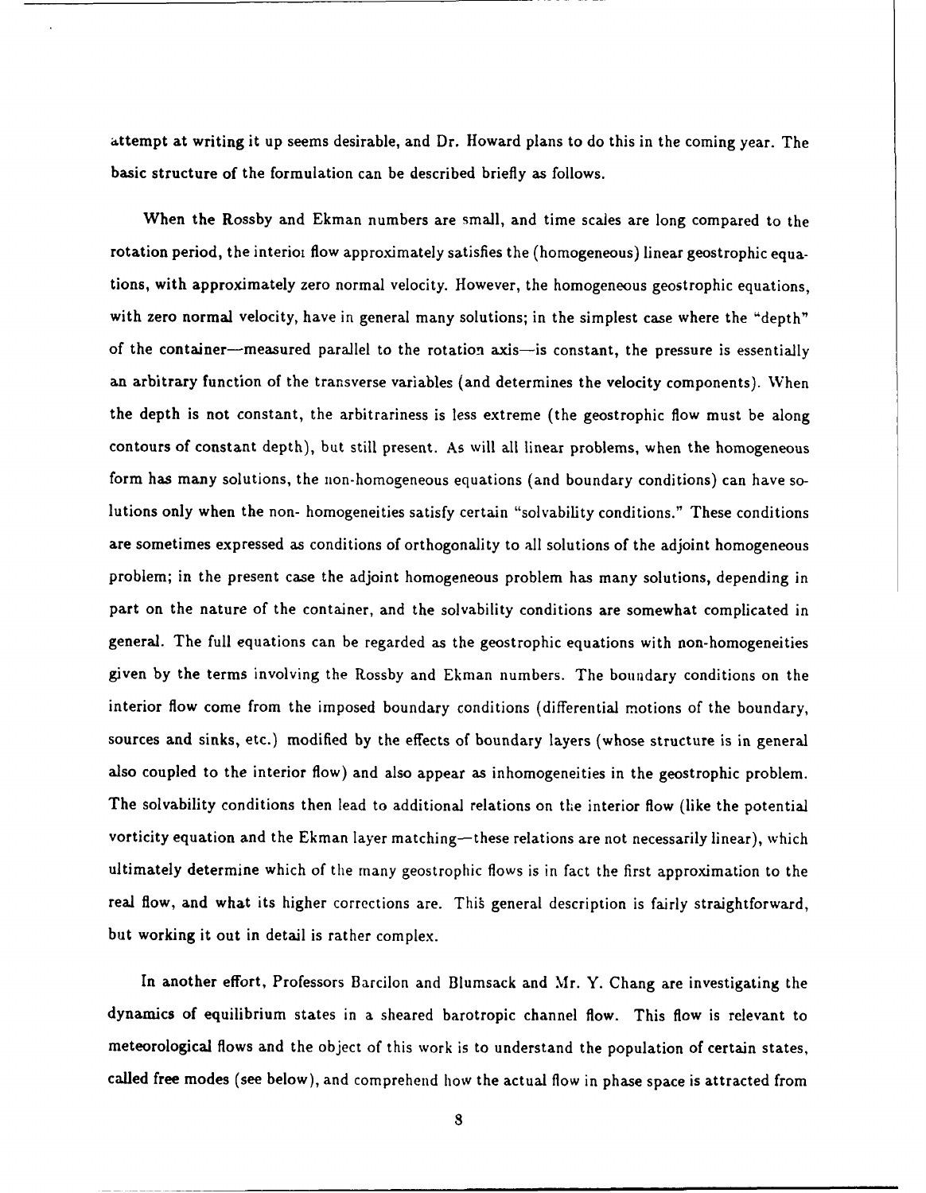attempt at writing it up seems desirable, and Dr. Howard plans to do this in the coming year. The basic structure of the formulation can be described briefly as follows.

When the Rossby and Ekman numbers are small, and time scales are long compared to the rotation period, the interior flow approximately satisfies the (homogeneous) linear geostrophic equations, with approximately zero normal velocity. However, the homogeneous geostrophic equations, with zero normal velocity, have in general many solutions; in the simplest case where the "depth" of the container—measured parallel to the rotation axis—is constant, the pressure is essentially an arbitrary function of the transverse variables (and determines the velocity components). When the depth is not constant, the arbitrariness is less extreme (the geostrophic flow must be along contours of constant depth), but still present. As will all linear problems, when the homogeneous form has many solutions, the non-homogeneous equations (and boundary conditions) can have solutions only when the non- homogeneities satisfy certain "solvability conditions." These conditions are sometimes expressed as conditions of orthogonality to all solutions of the adjoint homogeneous problem; in the present case the adjoint homogeneous problem has many solutions, depending in part on the nature of the container, and the solvability conditions are somewhat complicated in general. The full equations can be regarded as the geostrophic equations with non-homogeneities given by the terms involving the Rossby and Ekman numbers. The boundary conditions on the interior flow come from the imposed boundary conditions (differential motions of the boundary, sources and sinks, etc.) modified by the effects of boundary layers (whose structure is in general also coupled to the interior flow) and also appear as inhomogeneities in the geostrophic problem. The solvability conditions then lead to additional relations on the interior flow (like the potential vorticity equation and the Ekman layer matching—these relations are not necessarily linear), which ultimately determine which of the many geostrophic flows is in fact the first approximation to the real flow, and what its higher corrections are. This general description is fairly straightforward, but working it out in detail is rather complex.

In another effort, Professors Barcilon and Blumsack and Mr. Y. Chang are investigating the dynamics of equilibrium states in a sheared barotropic channel flow. This flow is relevant to meteorological flows and the object of this work is to understand the population of certain states, called free modes (see below), and comprehend how the actual flow in phase space is attracted from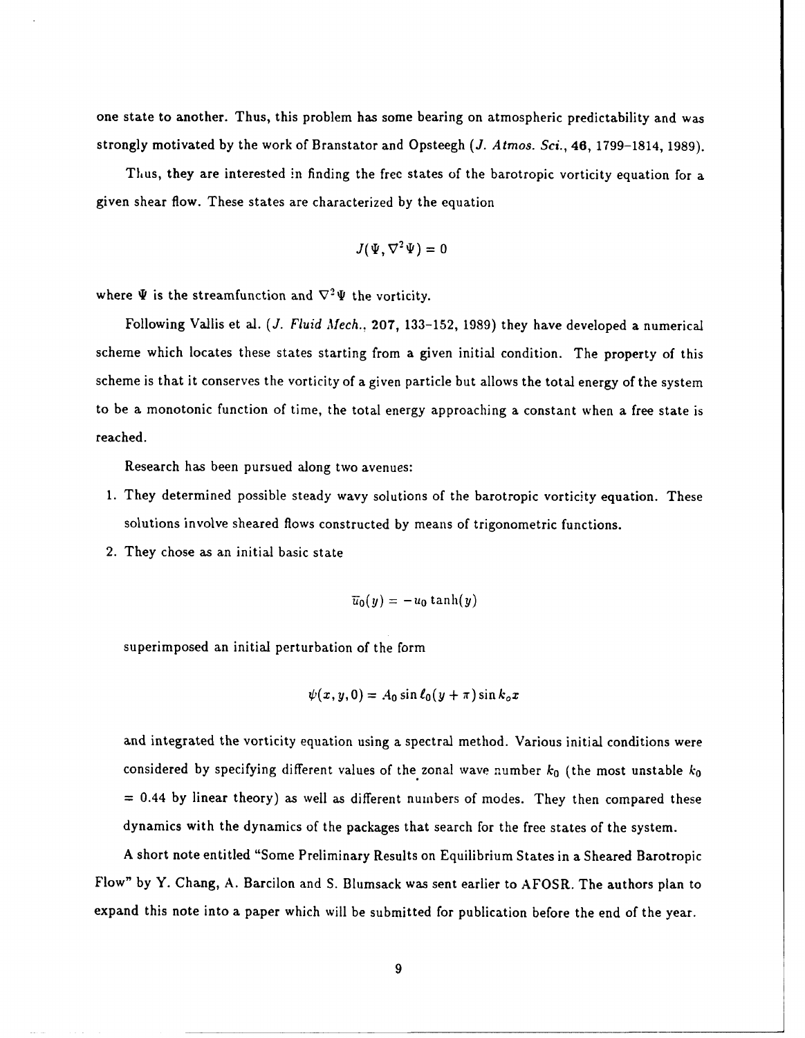one state to another. Thus, this problem has some bearing on atmospheric predictability and was strongly motivated by the work of Branstator and Opsteegh (*J. Atmos. Sci.*, **46**, 1799–1814, 1989).

Thus, they are interested in finding the free states of the barotropic vorticity equation for a given shear flow. These states are characterized by the equation

$$J(\Psi, \nabla^2 \Psi) = 0$$

where $\Psi$ is the streamfunction and $\nabla^2 \Psi$ the vorticity.

Following Vallis et al. (*J. Fluid Mech.*, **207**, 133–152, 1989) they have developed a numerical scheme which locates these states starting from a given initial condition. The property of this scheme is that it conserves the vorticity of a given particle but allows the total energy of the system to be a monotonic function of time, the total energy approaching a constant when a free state is reached.

Research has been pursued along two avenues:

1. They determined possible steady wavy solutions of the barotropic vorticity equation. These solutions involve sheared flows constructed by means of trigonometric functions.
2. They chose as an initial basic state

   $$\overline{u}_0(y) = -u_0 \tanh(y)$$

   superimposed an initial perturbation of the form

   $$\psi(x, y, 0) = A_0 \sin \ell_0(y + \pi) \sin k_o x$$

   and integrated the vorticity equation using a spectral method. Various initial conditions were considered by specifying different values of the zonal wave number $k_0$ (the most unstable $k_0$ = 0.44 by linear theory) as well as different numbers of modes. They then compared these dynamics with the dynamics of the packages that search for the free states of the system.

A short note entitled "Some Preliminary Results on Equilibrium States in a Sheared Barotropic Flow" by Y. Chang, A. Barcilon and S. Blumsack was sent earlier to AFOSR. The authors plan to expand this note into a paper which will be submitted for publication before the end of the year.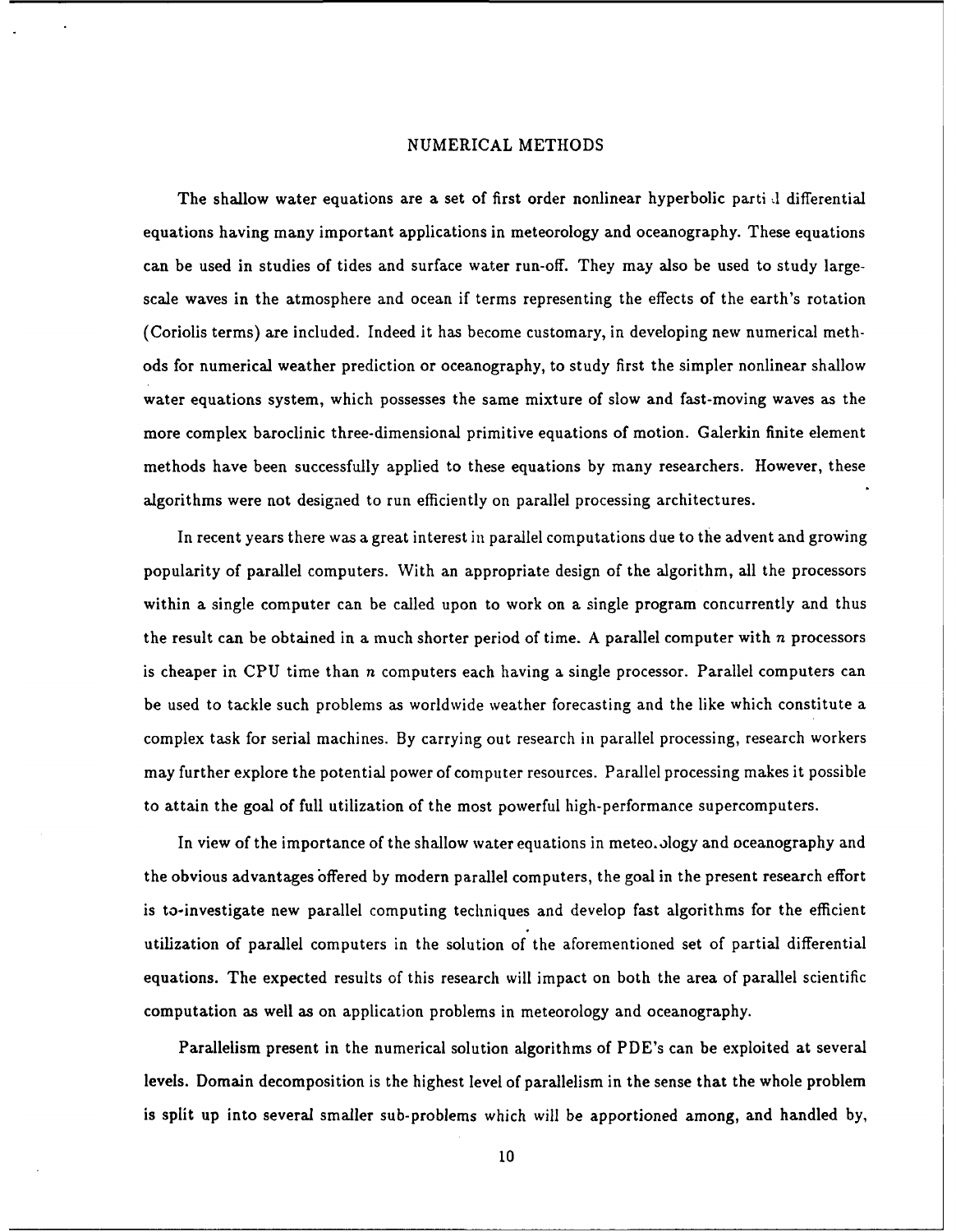## NUMERICAL METHODS

The shallow water equations are a set of first order nonlinear hyperbolic partial differential equations having many important applications in meteorology and oceanography. These equations can be used in studies of tides and surface water run-off. They may also be used to study large-scale waves in the atmosphere and ocean if terms representing the effects of the earth's rotation (Coriolis terms) are included. Indeed it has become customary, in developing new numerical methods for numerical weather prediction or oceanography, to study first the simpler nonlinear shallow water equations system, which possesses the same mixture of slow and fast-moving waves as the more complex baroclinic three-dimensional primitive equations of motion. Galerkin finite element methods have been successfully applied to these equations by many researchers. However, these algorithms were not designed to run efficiently on parallel processing architectures.

In recent years there was a great interest in parallel computations due to the advent and growing popularity of parallel computers. With an appropriate design of the algorithm, all the processors within a single computer can be called upon to work on a single program concurrently and thus the result can be obtained in a much shorter period of time. A parallel computer with $n$ processors is cheaper in CPU time than $n$ computers each having a single processor. Parallel computers can be used to tackle such problems as worldwide weather forecasting and the like which constitute a complex task for serial machines. By carrying out research in parallel processing, research workers may further explore the potential power of computer resources. Parallel processing makes it possible to attain the goal of full utilization of the most powerful high-performance supercomputers.

In view of the importance of the shallow water equations in meteorology and oceanography and the obvious advantages offered by modern parallel computers, the goal in the present research effort is to investigate new parallel computing techniques and develop fast algorithms for the efficient utilization of parallel computers in the solution of the aforementioned set of partial differential equations. The expected results of this research will impact on both the area of parallel scientific computation as well as on application problems in meteorology and oceanography.

Parallelism present in the numerical solution algorithms of PDE's can be exploited at several levels. Domain decomposition is the highest level of parallelism in the sense that the whole problem is split up into several smaller sub-problems which will be apportioned among, and handled by,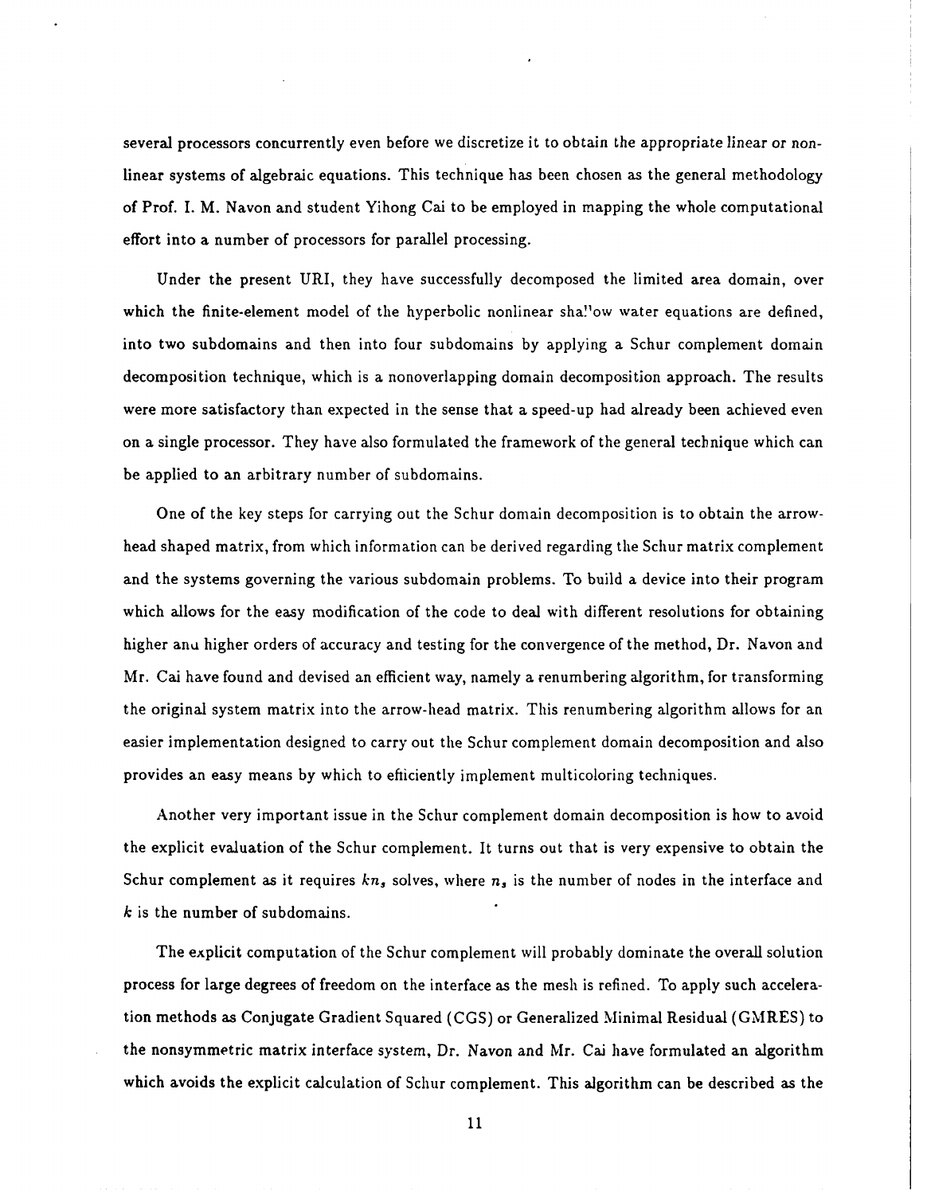several processors concurrently even before we discretize it to obtain the appropriate linear or nonlinear systems of algebraic equations. This technique has been chosen as the general methodology of Prof. I. M. Navon and student Yihong Cai to be employed in mapping the whole computational effort into a number of processors for parallel processing.

Under the present URI, they have successfully decomposed the limited area domain, over which the finite-element model of the hyperbolic nonlinear shallow water equations are defined, into two subdomains and then into four subdomains by applying a Schur complement domain decomposition technique, which is a nonoverlapping domain decomposition approach. The results were more satisfactory than expected in the sense that a speed-up had already been achieved even on a single processor. They have also formulated the framework of the general technique which can be applied to an arbitrary number of subdomains.

One of the key steps for carrying out the Schur domain decomposition is to obtain the arrow-head shaped matrix, from which information can be derived regarding the Schur matrix complement and the systems governing the various subdomain problems. To build a device into their program which allows for the easy modification of the code to deal with different resolutions for obtaining higher and higher orders of accuracy and testing for the convergence of the method, Dr. Navon and Mr. Cai have found and devised an efficient way, namely a renumbering algorithm, for transforming the original system matrix into the arrow-head matrix. This renumbering algorithm allows for an easier implementation designed to carry out the Schur complement domain decomposition and also provides an easy means by which to efficiently implement multicoloring techniques.

Another very important issue in the Schur complement domain decomposition is how to avoid the explicit evaluation of the Schur complement. It turns out that is very expensive to obtain the Schur complement as it requires $kn_s$ solves, where $n_s$ is the number of nodes in the interface and $k$ is the number of subdomains.

The explicit computation of the Schur complement will probably dominate the overall solution process for large degrees of freedom on the interface as the mesh is refined. To apply such acceleration methods as Conjugate Gradient Squared (CGS) or Generalized Minimal Residual (GMRES) to the nonsymmetric matrix interface system, Dr. Navon and Mr. Cai have formulated an algorithm which avoids the explicit calculation of Schur complement. This algorithm can be described as the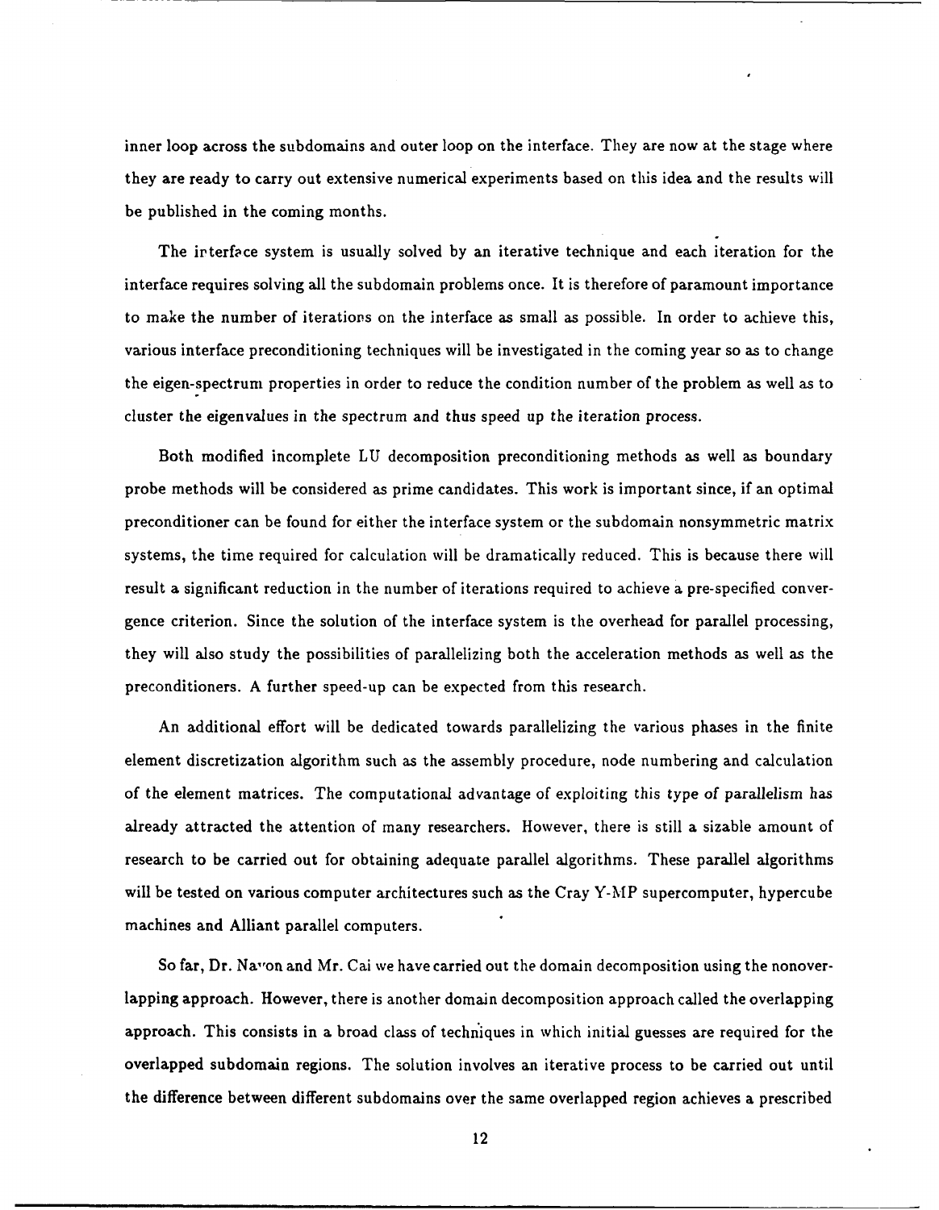inner loop across the subdomains and outer loop on the interface. They are now at the stage where they are ready to carry out extensive numerical experiments based on this idea and the results will be published in the coming months.

The interface system is usually solved by an iterative technique and each iteration for the interface requires solving all the subdomain problems once. It is therefore of paramount importance to make the number of iterations on the interface as small as possible. In order to achieve this, various interface preconditioning techniques will be investigated in the coming year so as to change the eigen-spectrum properties in order to reduce the condition number of the problem as well as to cluster the eigenvalues in the spectrum and thus speed up the iteration process.

Both modified incomplete LU decomposition preconditioning methods as well as boundary probe methods will be considered as prime candidates. This work is important since, if an optimal preconditioner can be found for either the interface system or the subdomain nonsymmetric matrix systems, the time required for calculation will be dramatically reduced. This is because there will result a significant reduction in the number of iterations required to achieve a pre-specified convergence criterion. Since the solution of the interface system is the overhead for parallel processing, they will also study the possibilities of parallelizing both the acceleration methods as well as the preconditioners. A further speed-up can be expected from this research.

An additional effort will be dedicated towards parallelizing the various phases in the finite element discretization algorithm such as the assembly procedure, node numbering and calculation of the element matrices. The computational advantage of exploiting this type of parallelism has already attracted the attention of many researchers. However, there is still a sizable amount of research to be carried out for obtaining adequate parallel algorithms. These parallel algorithms will be tested on various computer architectures such as the Cray Y-MP supercomputer, hypercube machines and Alliant parallel computers.

So far, Dr. Navon and Mr. Cai we have carried out the domain decomposition using the nonoverlapping approach. However, there is another domain decomposition approach called the overlapping approach. This consists in a broad class of techniques in which initial guesses are required for the overlapped subdomain regions. The solution involves an iterative process to be carried out until the difference between different subdomains over the same overlapped region achieves a prescribed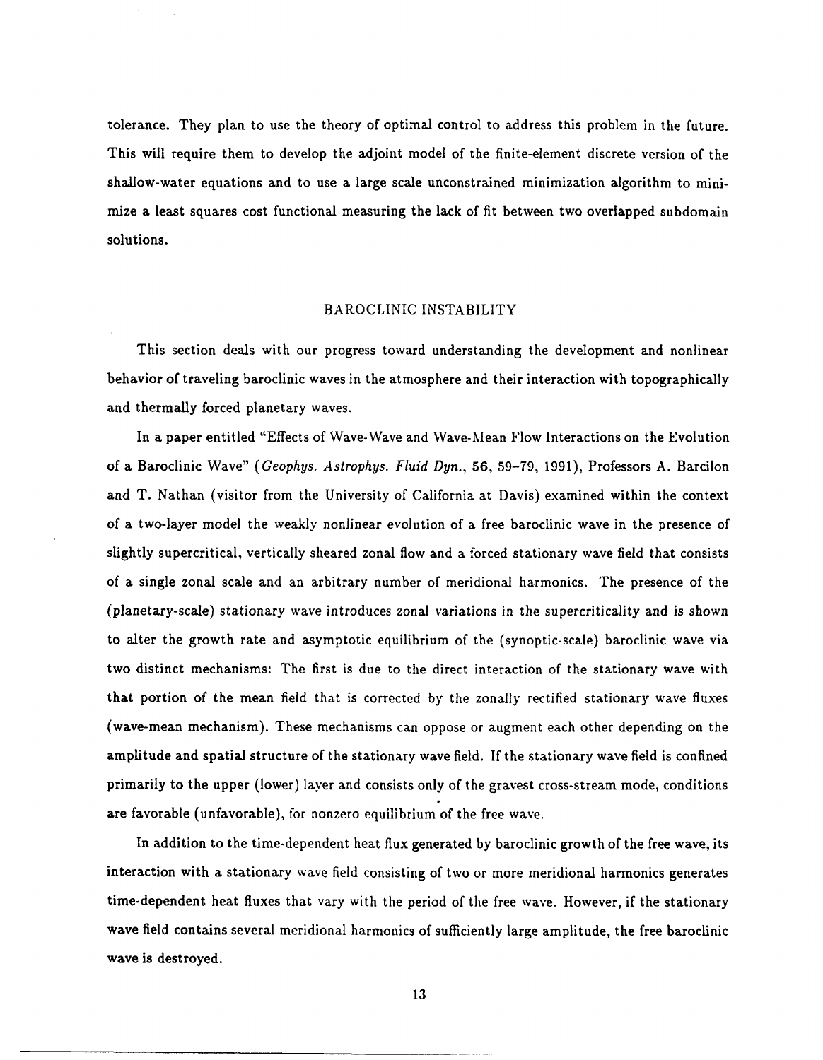tolerance. They plan to use the theory of optimal control to address this problem in the future. This will require them to develop the adjoint model of the finite-element discrete version of the shallow-water equations and to use a large scale unconstrained minimization algorithm to minimize a least squares cost functional measuring the lack of fit between two overlapped subdomain solutions.

## BAROCLINIC INSTABILITY

This section deals with our progress toward understanding the development and nonlinear behavior of traveling baroclinic waves in the atmosphere and their interaction with topographically and thermally forced planetary waves.

In a paper entitled "Effects of Wave-Wave and Wave-Mean Flow Interactions on the Evolution of a Baroclinic Wave" (*Geophys. Astrophys. Fluid Dyn.*, **56**, 59–79, 1991), Professors A. Barcilon and T. Nathan (visitor from the University of California at Davis) examined within the context of a two-layer model the weakly nonlinear evolution of a free baroclinic wave in the presence of slightly supercritical, vertically sheared zonal flow and a forced stationary wave field that consists of a single zonal scale and an arbitrary number of meridional harmonics. The presence of the (planetary-scale) stationary wave introduces zonal variations in the supercriticality and is shown to alter the growth rate and asymptotic equilibrium of the (synoptic-scale) baroclinic wave via two distinct mechanisms: The first is due to the direct interaction of the stationary wave with that portion of the mean field that is corrected by the zonally rectified stationary wave fluxes (wave-mean mechanism). These mechanisms can oppose or augment each other depending on the amplitude and spatial structure of the stationary wave field. If the stationary wave field is confined primarily to the upper (lower) layer and consists only of the gravest cross-stream mode, conditions are favorable (unfavorable), for nonzero equilibrium of the free wave.

In addition to the time-dependent heat flux generated by baroclinic growth of the free wave, its interaction with a stationary wave field consisting of two or more meridional harmonics generates time-dependent heat fluxes that vary with the period of the free wave. However, if the stationary wave field contains several meridional harmonics of sufficiently large amplitude, the free baroclinic wave is destroyed.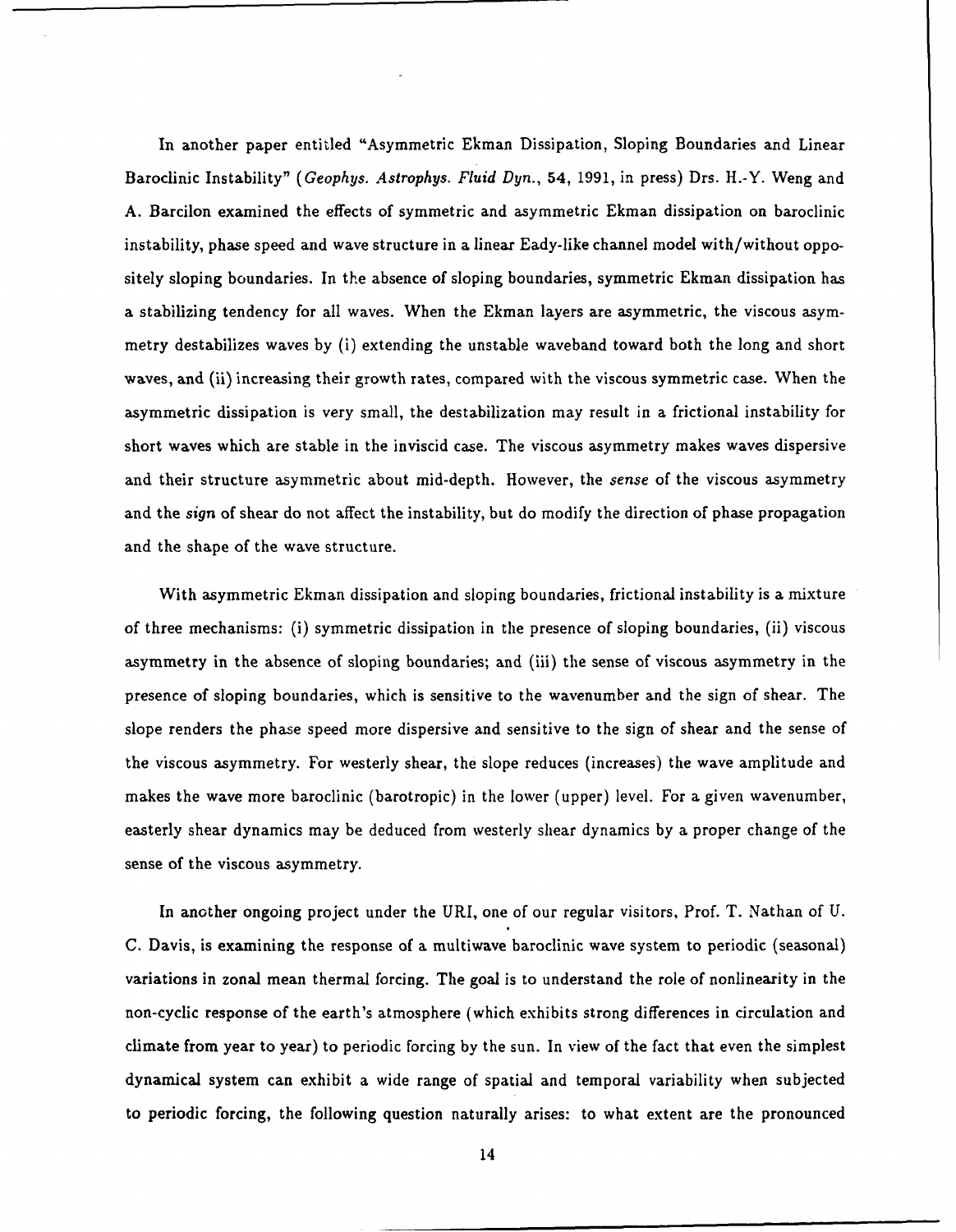In another paper entitled "Asymmetric Ekman Dissipation, Sloping Boundaries and Linear Baroclinic Instability" (*Geophys. Astrophys. Fluid Dyn.*, 54, 1991, in press) Drs. H.-Y. Weng and A. Barcilon examined the effects of symmetric and asymmetric Ekman dissipation on baroclinic instability, phase speed and wave structure in a linear Eady-like channel model with/without oppositely sloping boundaries. In the absence of sloping boundaries, symmetric Ekman dissipation has a stabilizing tendency for all waves. When the Ekman layers are asymmetric, the viscous asymmetry destabilizes waves by (i) extending the unstable waveband toward both the long and short waves, and (ii) increasing their growth rates, compared with the viscous symmetric case. When the asymmetric dissipation is very small, the destabilization may result in a frictional instability for short waves which are stable in the inviscid case. The viscous asymmetry makes waves dispersive and their structure asymmetric about mid-depth. However, the *sense* of the viscous asymmetry and the *sign* of shear do not affect the instability, but do modify the direction of phase propagation and the shape of the wave structure.

With asymmetric Ekman dissipation and sloping boundaries, frictional instability is a mixture of three mechanisms: (i) symmetric dissipation in the presence of sloping boundaries, (ii) viscous asymmetry in the absence of sloping boundaries; and (iii) the sense of viscous asymmetry in the presence of sloping boundaries, which is sensitive to the wavenumber and the sign of shear. The slope renders the phase speed more dispersive and sensitive to the sign of shear and the sense of the viscous asymmetry. For westerly shear, the slope reduces (increases) the wave amplitude and makes the wave more baroclinic (barotropic) in the lower (upper) level. For a given wavenumber, easterly shear dynamics may be deduced from westerly shear dynamics by a proper change of the sense of the viscous asymmetry.

In another ongoing project under the URI, one of our regular visitors, Prof. T. Nathan of U. C. Davis, is examining the response of a multiwave baroclinic wave system to periodic (seasonal) variations in zonal mean thermal forcing. The goal is to understand the role of nonlinearity in the non-cyclic response of the earth's atmosphere (which exhibits strong differences in circulation and climate from year to year) to periodic forcing by the sun. In view of the fact that even the simplest dynamical system can exhibit a wide range of spatial and temporal variability when subjected to periodic forcing, the following question naturally arises: to what extent are the pronounced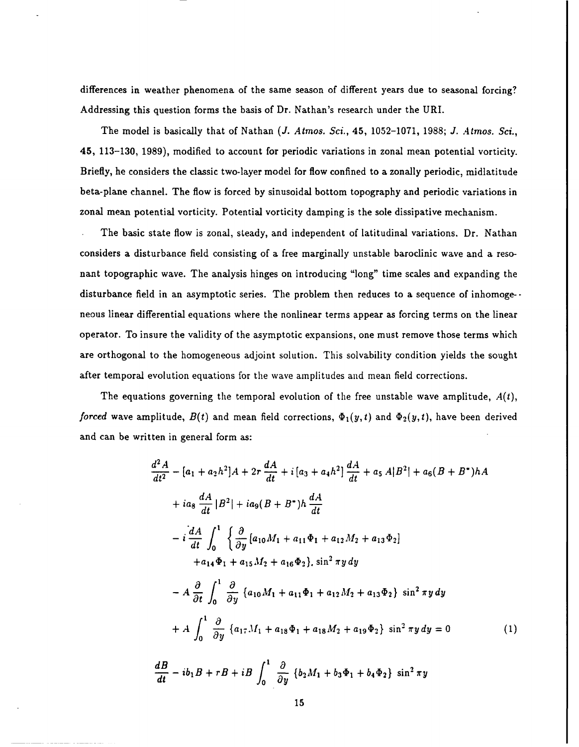differences in weather phenomena of the same season of different years due to seasonal forcing? Addressing this question forms the basis of Dr. Nathan's research under the URI.

The model is basically that of Nathan (*J. Atmos. Sci.*, **45**, 1052–1071, 1988; *J. Atmos. Sci.*, **45**, 113–130, 1989), modified to account for periodic variations in zonal mean potential vorticity. Briefly, he considers the classic two-layer model for flow confined to a zonally periodic, midlatitude beta-plane channel. The flow is forced by sinusoidal bottom topography and periodic variations in zonal mean potential vorticity. Potential vorticity damping is the sole dissipative mechanism.

The basic state flow is zonal, steady, and independent of latitudinal variations. Dr. Nathan considers a disturbance field consisting of a free marginally unstable baroclinic wave and a resonant topographic wave. The analysis hinges on introducing "long" time scales and expanding the disturbance field in an asymptotic series. The problem then reduces to a sequence of inhomogeneous linear differential equations where the nonlinear terms appear as forcing terms on the linear operator. To insure the validity of the asymptotic expansions, one must remove those terms which are orthogonal to the homogeneous adjoint solution. This solvability condition yields the sought after temporal evolution equations for the wave amplitudes and mean field corrections.

The equations governing the temporal evolution of the free unstable wave amplitude, $A(t)$, *forced* wave amplitude, $B(t)$ and mean field corrections, $\Phi_1(y,t)$ and $\Phi_2(y,t)$, have been derived and can be written in general form as:

$$
\begin{aligned}
&\frac{d^2A}{dt^2} - [a_1 + a_2 h^2]A + 2r\frac{dA}{dt} + i\,[a_3 + a_4 h^2]\frac{dA}{dt} + a_5\,A|B^2| + a_6(B + B^*)hA \\
&+ i a_8 \frac{dA}{dt}|B^2| + i a_9 (B + B^*) h \frac{dA}{dt} \\
&- i\frac{dA}{dt}\int_0^1 \left\{ \frac{\partial}{\partial y}[a_{10}M_1 + a_{11}\Phi_1 + a_{12}M_2 + a_{13}\Phi_2] \right. \\
&\qquad \left. + a_{14}\Phi_1 + a_{15}M_2 + a_{16}\Phi_2 \right\}. \sin^2 \pi y \, dy \\
&- A\frac{\partial}{\partial t}\int_0^1 \frac{\partial}{\partial y}\{a_{10}M_1 + a_{11}\Phi_1 + a_{12}M_2 + a_{13}\Phi_2\} \sin^2 \pi y \, dy \\
&+ A\int_0^1 \frac{\partial}{\partial y}\{a_{17}M_1 + a_{18}\Phi_1 + a_{18}M_2 + a_{19}\Phi_2\} \sin^2 \pi y \, dy = 0 \qquad (1)
\end{aligned}
$$

$$
\frac{dB}{dt} - i b_1 B + rB + iB\int_0^1 \frac{\partial}{\partial y}\{b_2 M_1 + b_3\Phi_1 + b_4\Phi_2\} \sin^2 \pi y
$$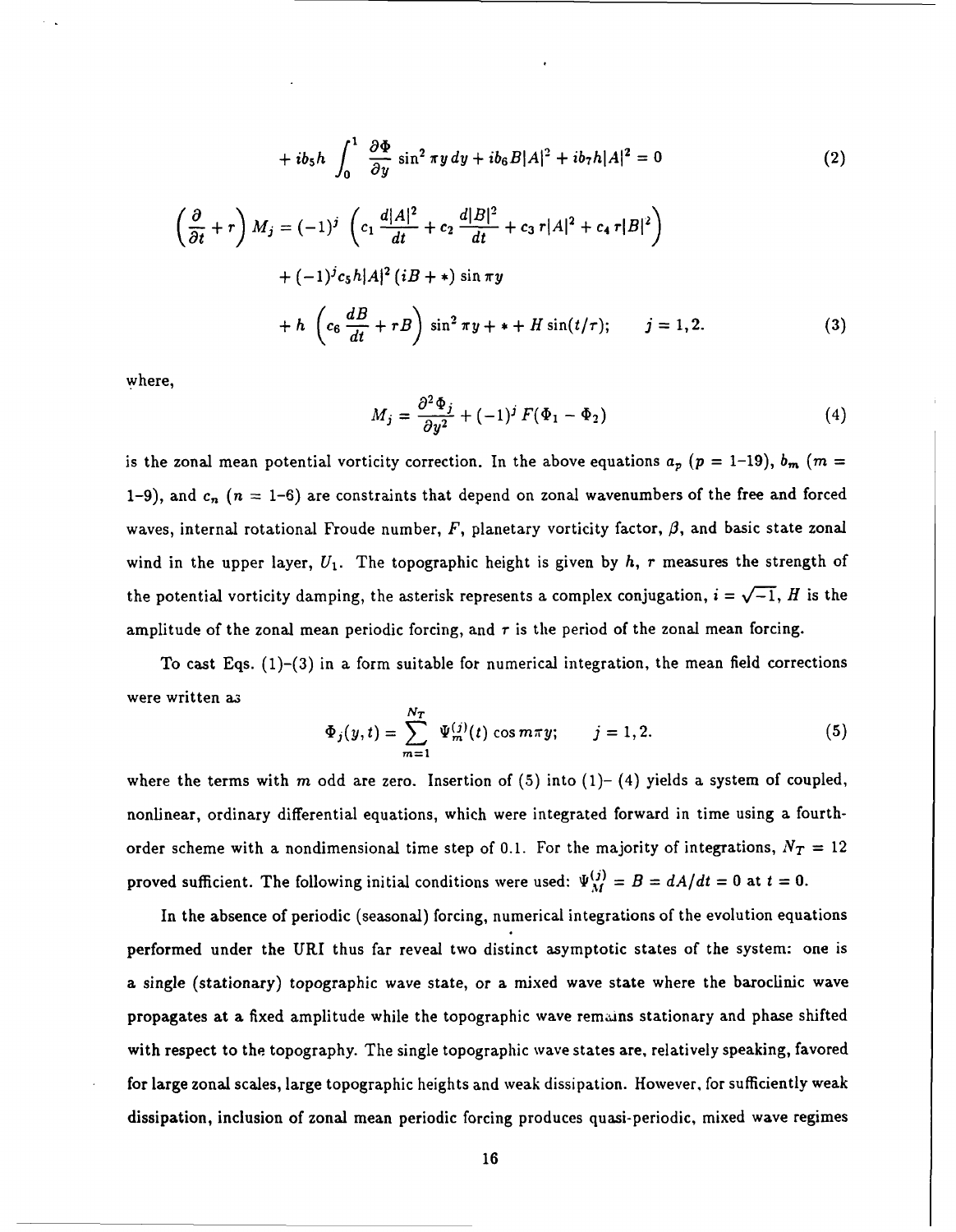$$+ ib_5 h \int_0^1 \frac{\partial \Phi}{\partial y} \sin^2 \pi y \, dy + ib_6 B|A|^2 + ib_7 h|A|^2 = 0 \tag{2}$$

$$\begin{aligned}
\left(\frac{\partial}{\partial t} + r\right) M_j = (-1)^j & \left(c_1 \frac{d|A|^2}{dt} + c_2 \frac{d|B|^2}{dt} + c_3 r|A|^2 + c_4 r|B|^2\right) \\
& + (-1)^j c_5 h|A|^2 (iB + *) \sin \pi y \\
& + h \left(c_6 \frac{dB}{dt} + rB\right) \sin^2 \pi y + * + H \sin(t/\tau); \qquad j = 1, 2.
\end{aligned} \tag{3}$$

where,

$$M_j = \frac{\partial^2 \Phi_j}{\partial y^2} + (-1)^j F(\Phi_1 - \Phi_2) \tag{4}$$

is the zonal mean potential vorticity correction. In the above equations $a_p$ ($p$ = 1–19), $b_m$ ($m$ = 1–9), and $c_n$ ($n$ = 1–6) are constraints that depend on zonal wavenumbers of the free and forced waves, internal rotational Froude number, $F$, planetary vorticity factor, $\beta$, and basic state zonal wind in the upper layer, $U_1$. The topographic height is given by $h$, $r$ measures the strength of the potential vorticity damping, the asterisk represents a complex conjugation, $i = \sqrt{-1}$, $H$ is the amplitude of the zonal mean periodic forcing, and $\tau$ is the period of the zonal mean forcing.

To cast Eqs. (1)–(3) in a form suitable for numerical integration, the mean field corrections were written as

$$\Phi_j(y,t) = \sum_{m=1}^{N_T} \Psi_m^{(j)}(t) \cos m\pi y; \qquad j = 1, 2. \tag{5}$$

where the terms with $m$ odd are zero. Insertion of (5) into (1)– (4) yields a system of coupled, nonlinear, ordinary differential equations, which were integrated forward in time using a fourth-order scheme with a nondimensional time step of 0.1. For the majority of integrations, $N_T = 12$ proved sufficient. The following initial conditions were used: $\Psi_M^{(j)} = B = dA/dt = 0$ at $t = 0$.

In the absence of periodic (seasonal) forcing, numerical integrations of the evolution equations performed under the URI thus far reveal two distinct asymptotic states of the system: one is a single (stationary) topographic wave state, or a mixed wave state where the baroclinic wave propagates at a fixed amplitude while the topographic wave remains stationary and phase shifted with respect to the topography. The single topographic wave states are, relatively speaking, favored for large zonal scales, large topographic heights and weak dissipation. However, for sufficiently weak dissipation, inclusion of zonal mean periodic forcing produces quasi-periodic, mixed wave regimes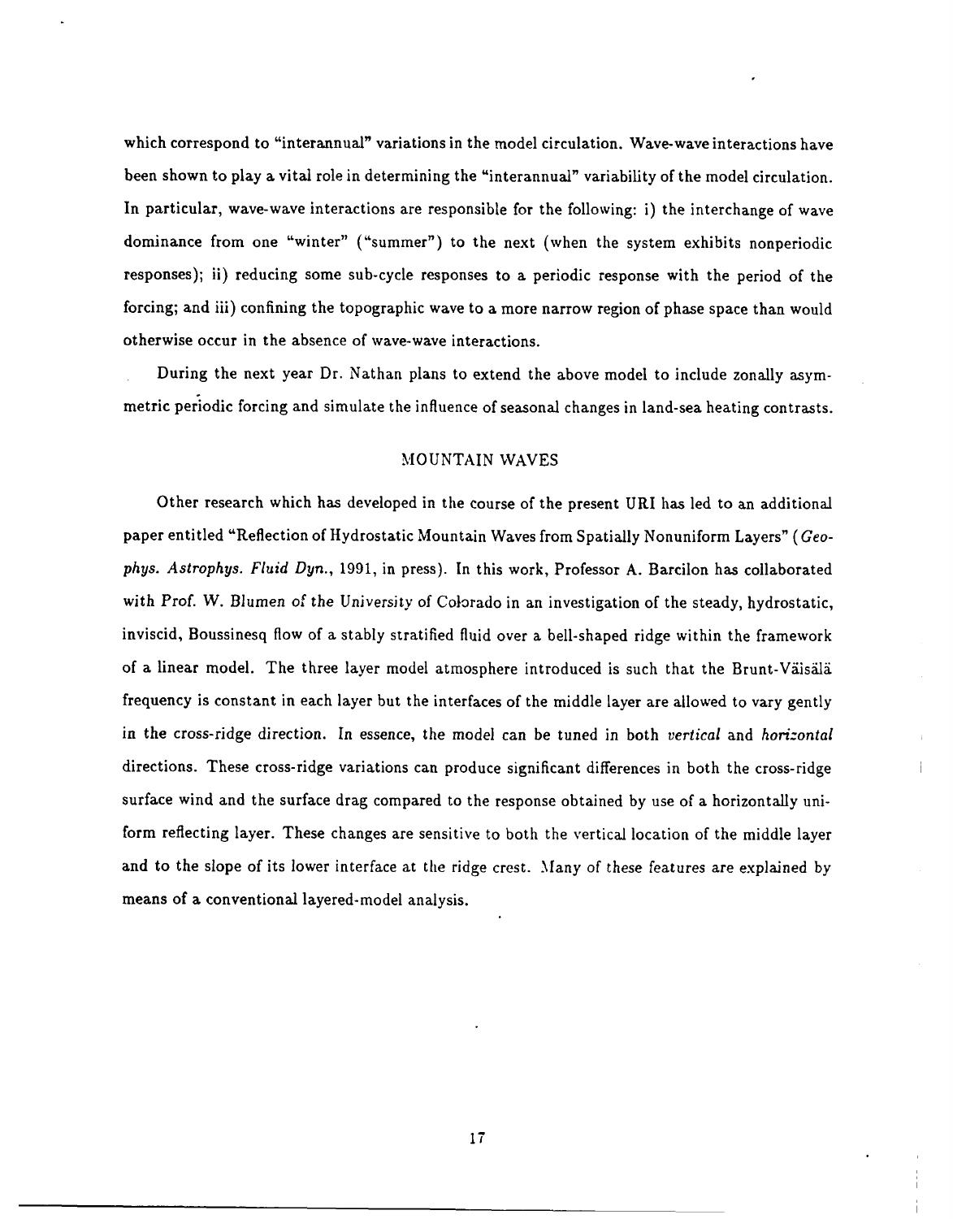which correspond to "interannual" variations in the model circulation. Wave-wave interactions have been shown to play a vital role in determining the "interannual" variability of the model circulation. In particular, wave-wave interactions are responsible for the following: i) the interchange of wave dominance from one "winter" ("summer") to the next (when the system exhibits nonperiodic responses); ii) reducing some sub-cycle responses to a periodic response with the period of the forcing; and iii) confining the topographic wave to a more narrow region of phase space than would otherwise occur in the absence of wave-wave interactions.

During the next year Dr. Nathan plans to extend the above model to include zonally asymmetric periodic forcing and simulate the influence of seasonal changes in land-sea heating contrasts.

## MOUNTAIN WAVES

Other research which has developed in the course of the present URI has led to an additional paper entitled "Reflection of Hydrostatic Mountain Waves from Spatially Nonuniform Layers" (*Geophys. Astrophys. Fluid Dyn.*, 1991, in press). In this work, Professor A. Barcilon has collaborated with Prof. W. Blumen of the University of Colorado in an investigation of the steady, hydrostatic, inviscid, Boussinesq flow of a stably stratified fluid over a bell-shaped ridge within the framework of a linear model. The three layer model atmosphere introduced is such that the Brunt-Väisälä frequency is constant in each layer but the interfaces of the middle layer are allowed to vary gently in the cross-ridge direction. In essence, the model can be tuned in both *vertical* and *horizontal* directions. These cross-ridge variations can produce significant differences in both the cross-ridge surface wind and the surface drag compared to the response obtained by use of a horizontally uniform reflecting layer. These changes are sensitive to both the vertical location of the middle layer and to the slope of its lower interface at the ridge crest. Many of these features are explained by means of a conventional layered-model analysis.